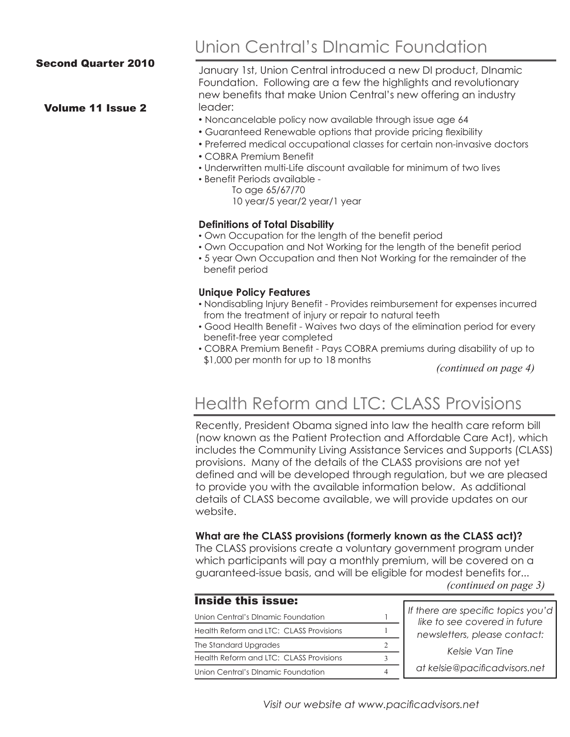Second Quarter 2010

Volume 11 Issue 2

# Union Central's DInamic Foundation

January 1st, Union Central introduced a new DI product, DInamic Foundation. Following are a few the highlights and revolutionary new benefits that make Union Central's new offering an industry leader:

- Noncancelable policy now available through issue age 64
- Guaranteed Renewable options that provide pricing flexibility
- Preferred medical occupational classes for certain non-invasive doctors
- COBRA Premium Benefit
- Underwritten multi-Life discount available for minimum of two lives
- Benefit Periods available -
  - To age 65/67/70
  - 10 year/5 year/2 year/1 year

**Definitions of Total Disability**

- Own Occupation for the length of the benefit period
- Own Occupation and Not Working for the length of the benefit period
- 5 year Own Occupation and then Not Working for the remainder of the benefit period

**Unique Policy Features**

- Nondisabling Injury Benefit - Provides reimbursement for expenses incurred from the treatment of injury or repair to natural teeth
- Good Health Benefit - Waives two days of the elimination period for every benefit-free year completed
- COBRA Premium Benefit - Pays COBRA premiums during disability of up to $1,000 per month for up to 18 months

*(continued on page 4)*

# Health Reform and LTC: CLASS Provisions

Recently, President Obama signed into law the health care reform bill (now known as the Patient Protection and Affordable Care Act), which includes the Community Living Assistance Services and Supports (CLASS) provisions. Many of the details of the CLASS provisions are not yet defined and will be developed through regulation, but we are pleased to provide you with the available information below. As additional details of CLASS become available, we will provide updates on our website.

**What are the CLASS provisions (formerly known as the CLASS act)?**
The CLASS provisions create a voluntary government program under which participants will pay a monthly premium, will be covered on a guaranteed-issue basis, and will be eligible for modest benefits for...

*(continued on page 3)*

## Inside this issue:

| | |
|---|---|
| Union Central's DInamic Foundation | 1 |
| Health Reform and LTC: CLASS Provisions | 1 |
| The Standard Upgrades | 2 |
| Health Reform and LTC: CLASS Provisions | 3 |
| Union Central's DInamic Foundation | 4 |

*If there are specific topics you'd like to see covered in future newsletters, please contact:*

*Kelsie Van Tine*

*at kelsie@pacificadvisors.net*

*Visit our website at www.pacificadvisors.net*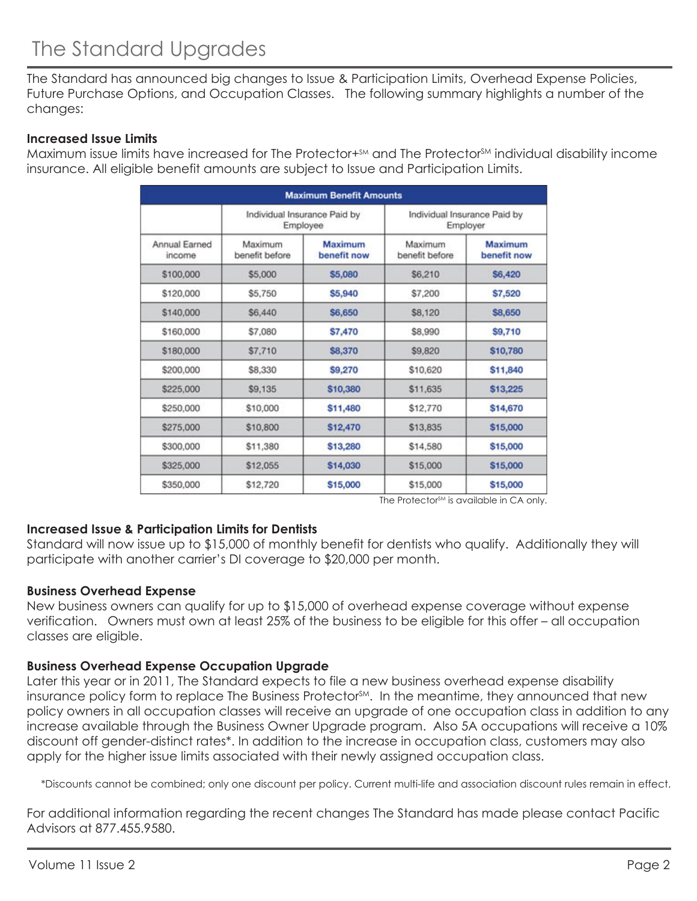# The Standard Upgrades

The Standard has announced big changes to Issue & Participation Limits, Overhead Expense Policies, Future Purchase Options, and Occupation Classes. The following summary highlights a number of the changes:

**Increased Issue Limits**

Maximum issue limits have increased for The Protector+SM and The ProtectorSM individual disability income insurance. All eligible benefit amounts are subject to Issue and Participation Limits.

| Maximum Benefit Amounts | | | | |
|---|---|---|---|---|
| | Individual Insurance Paid by Employee | | Individual Insurance Paid by Employer | |
| Annual Earned income | Maximum benefit before | **Maximum benefit now** | Maximum benefit before | **Maximum benefit now** |
| $100,000 | $5,000 | **$5,080** | $6,210 | **$6,420** |
| $120,000 | $5,750 | **$5,940** | $7,200 | **$7,520** |
| $140,000 | $6,440 | **$6,650** | $8,120 | **$8,650** |
| $160,000 | $7,080 | **$7,470** | $8,990 | **$9,710** |
| $180,000 | $7,710 | **$8,370** | $9,820 | **$10,780** |
| $200,000 | $8,330 | **$9,270** | $10,620 | **$11,840** |
| $225,000 | $9,135 | **$10,380** | $11,635 | **$13,225** |
| $250,000 | $10,000 | **$11,480** | $12,770 | **$14,670** |
| $275,000 | $10,800 | **$12,470** | $13,835 | **$15,000** |
| $300,000 | $11,380 | **$13,280** | $14,580 | **$15,000** |
| $325,000 | $12,055 | **$14,030** | $15,000 | **$15,000** |
| $350,000 | $12,720 | **$15,000** | $15,000 | **$15,000** |

The ProtectorSM is available in CA only.

**Increased Issue & Participation Limits for Dentists**

Standard will now issue up to $15,000 of monthly benefit for dentists who qualify. Additionally they will participate with another carrier's DI coverage to $20,000 per month.

**Business Overhead Expense**

New business owners can qualify for up to $15,000 of overhead expense coverage without expense verification. Owners must own at least 25% of the business to be eligible for this offer – all occupation classes are eligible.

**Business Overhead Expense Occupation Upgrade**

Later this year or in 2011, The Standard expects to file a new business overhead expense disability insurance policy form to replace The Business ProtectorSM. In the meantime, they announced that new policy owners in all occupation classes will receive an upgrade of one occupation class in addition to any increase available through the Business Owner Upgrade program. Also 5A occupations will receive a 10% discount off gender-distinct rates*. In addition to the increase in occupation class, customers may also apply for the higher issue limits associated with their newly assigned occupation class.

*Discounts cannot be combined; only one discount per policy. Current multi-life and association discount rules remain in effect.

For additional information regarding the recent changes The Standard has made please contact Pacific Advisors at 877.455.9580.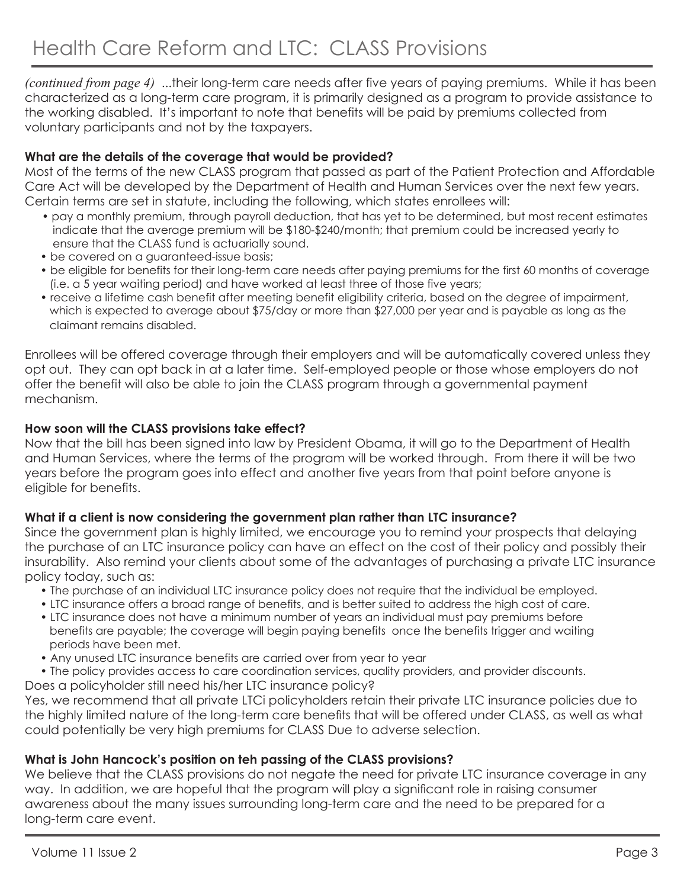# Health Care Reform and LTC: CLASS Provisions

*(continued from page 4)* ...their long-term care needs after five years of paying premiums. While it has been characterized as a long-term care program, it is primarily designed as a program to provide assistance to the working disabled. It's important to note that benefits will be paid by premiums collected from voluntary participants and not by the taxpayers.

**What are the details of the coverage that would be provided?**

Most of the terms of the new CLASS program that passed as part of the Patient Protection and Affordable Care Act will be developed by the Department of Health and Human Services over the next few years. Certain terms are set in statute, including the following, which states enrollees will:

- pay a monthly premium, through payroll deduction, that has yet to be determined, but most recent estimates indicate that the average premium will be $180-$240/month; that premium could be increased yearly to ensure that the CLASS fund is actuarially sound.
- be covered on a guaranteed-issue basis;
- be eligible for benefits for their long-term care needs after paying premiums for the first 60 months of coverage (i.e. a 5 year waiting period) and have worked at least three of those five years;
- receive a lifetime cash benefit after meeting benefit eligibility criteria, based on the degree of impairment, which is expected to average about $75/day or more than $27,000 per year and is payable as long as the claimant remains disabled.

Enrollees will be offered coverage through their employers and will be automatically covered unless they opt out. They can opt back in at a later time. Self-employed people or those whose employers do not offer the benefit will also be able to join the CLASS program through a governmental payment mechanism.

**How soon will the CLASS provisions take effect?**

Now that the bill has been signed into law by President Obama, it will go to the Department of Health and Human Services, where the terms of the program will be worked through. From there it will be two years before the program goes into effect and another five years from that point before anyone is eligible for benefits.

**What if a client is now considering the government plan rather than LTC insurance?**

Since the government plan is highly limited, we encourage you to remind your prospects that delaying the purchase of an LTC insurance policy can have an effect on the cost of their policy and possibly their insurability. Also remind your clients about some of the advantages of purchasing a private LTC insurance policy today, such as:

- The purchase of an individual LTC insurance policy does not require that the individual be employed.
- LTC insurance offers a broad range of benefits, and is better suited to address the high cost of care.
- LTC insurance does not have a minimum number of years an individual must pay premiums before benefits are payable; the coverage will begin paying benefits once the benefits trigger and waiting periods have been met.
- Any unused LTC insurance benefits are carried over from year to year
- The policy provides access to care coordination services, quality providers, and provider discounts.

Does a policyholder still need his/her LTC insurance policy?

Yes, we recommend that all private LTCi policyholders retain their private LTC insurance policies due to the highly limited nature of the long-term care benefits that will be offered under CLASS, as well as what could potentially be very high premiums for CLASS Due to adverse selection.

**What is John Hancock's position on teh passing of the CLASS provisions?**

We believe that the CLASS provisions do not negate the need for private LTC insurance coverage in any way. In addition, we are hopeful that the program will play a significant role in raising consumer awareness about the many issues surrounding long-term care and the need to be prepared for a long-term care event.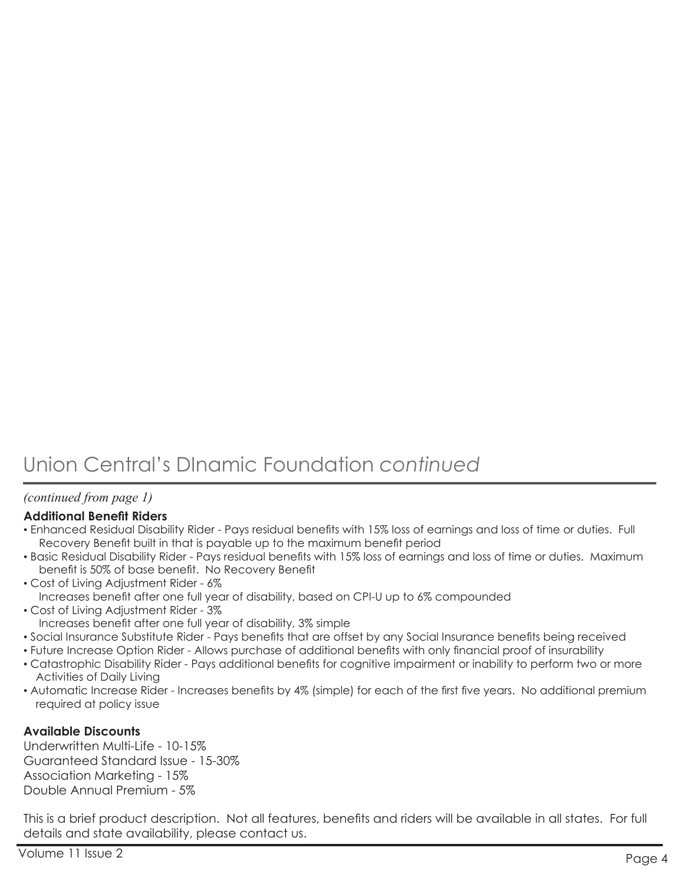# Union Central's DInamic Foundation *continued*

*(continued from page 1)*

**Additional Benefit Riders**

- Enhanced Residual Disability Rider - Pays residual benefits with 15% loss of earnings and loss of time or duties. Full Recovery Benefit built in that is payable up to the maximum benefit period
- Basic Residual Disability Rider - Pays residual benefits with 15% loss of earnings and loss of time or duties. Maximum benefit is 50% of base benefit. No Recovery Benefit
- Cost of Living Adjustment Rider - 6%
  Increases benefit after one full year of disability, based on CPI-U up to 6% compounded
- Cost of Living Adjustment Rider - 3%
  Increases benefit after one full year of disability, 3% simple
- Social Insurance Substitute Rider - Pays benefits that are offset by any Social Insurance benefits being received
- Future Increase Option Rider - Allows purchase of additional benefits with only financial proof of insurability
- Catastrophic Disability Rider - Pays additional benefits for cognitive impairment or inability to perform two or more Activities of Daily Living
- Automatic Increase Rider - Increases benefits by 4% (simple) for each of the first five years. No additional premium required at policy issue

**Available Discounts**

Underwritten Multi-Life - 10-15%
Guaranteed Standard Issue - 15-30%
Association Marketing - 15%
Double Annual Premium - 5%

This is a brief product description. Not all features, benefits and riders will be available in all states. For full details and state availability, please contact us.